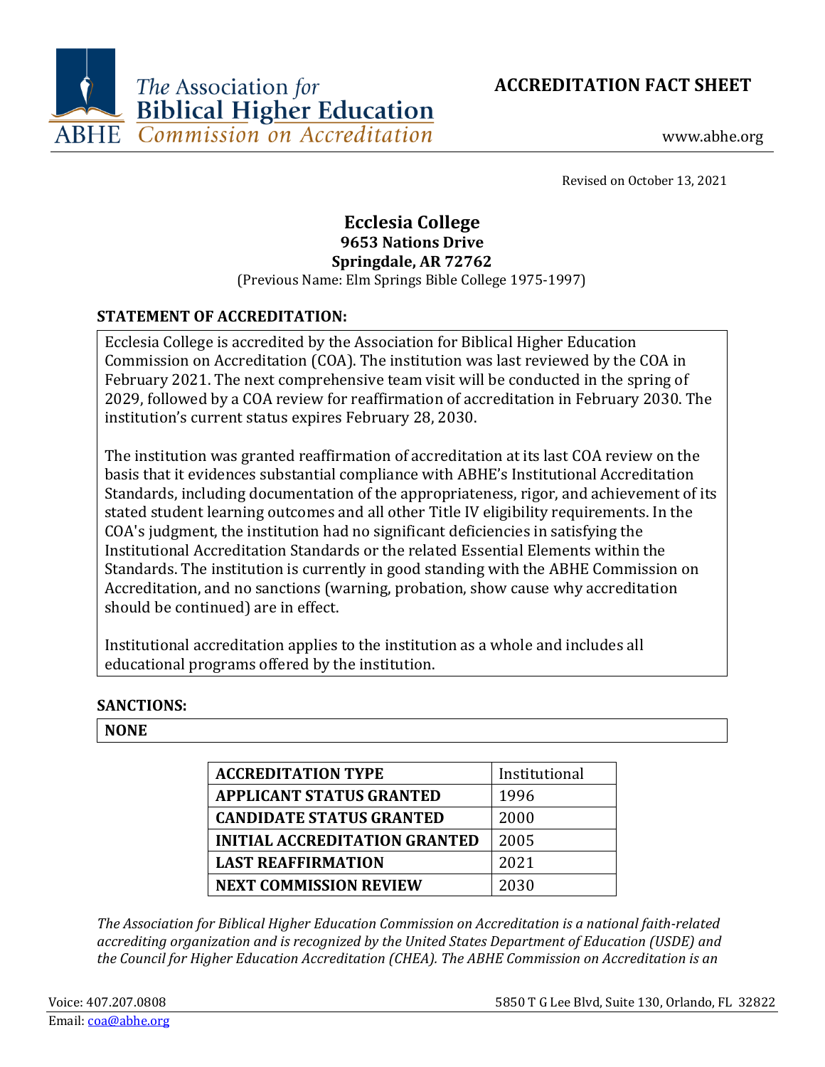The Association for Biblical Higher Education
ABHE Commission on Accreditation

# ACCREDITATION FACT SHEET

www.abhe.org

Revised on October 13, 2021

## Ecclesia College
**9653 Nations Drive**
**Springdale, AR 72762**
(Previous Name: Elm Springs Bible College 1975-1997)

### STATEMENT OF ACCREDITATION:

Ecclesia College is accredited by the Association for Biblical Higher Education Commission on Accreditation (COA). The institution was last reviewed by the COA in February 2021. The next comprehensive team visit will be conducted in the spring of 2029, followed by a COA review for reaffirmation of accreditation in February 2030. The institution's current status expires February 28, 2030.

The institution was granted reaffirmation of accreditation at its last COA review on the basis that it evidences substantial compliance with ABHE's Institutional Accreditation Standards, including documentation of the appropriateness, rigor, and achievement of its stated student learning outcomes and all other Title IV eligibility requirements. In the COA's judgment, the institution had no significant deficiencies in satisfying the Institutional Accreditation Standards or the related Essential Elements within the Standards. The institution is currently in good standing with the ABHE Commission on Accreditation, and no sanctions (warning, probation, show cause why accreditation should be continued) are in effect.

Institutional accreditation applies to the institution as a whole and includes all educational programs offered by the institution.

### SANCTIONS:

**NONE**

| ACCREDITATION TYPE | Institutional |
| --- | --- |
| APPLICANT STATUS GRANTED | 1996 |
| CANDIDATE STATUS GRANTED | 2000 |
| INITIAL ACCREDITATION GRANTED | 2005 |
| LAST REAFFIRMATION | 2021 |
| NEXT COMMISSION REVIEW | 2030 |

*The Association for Biblical Higher Education Commission on Accreditation is a national faith-related accrediting organization and is recognized by the United States Department of Education (USDE) and the Council for Higher Education Accreditation (CHEA). The ABHE Commission on Accreditation is an*

Voice: 407.207.0808
Email: coa@abhe.org
5850 T G Lee Blvd, Suite 130, Orlando, FL 32822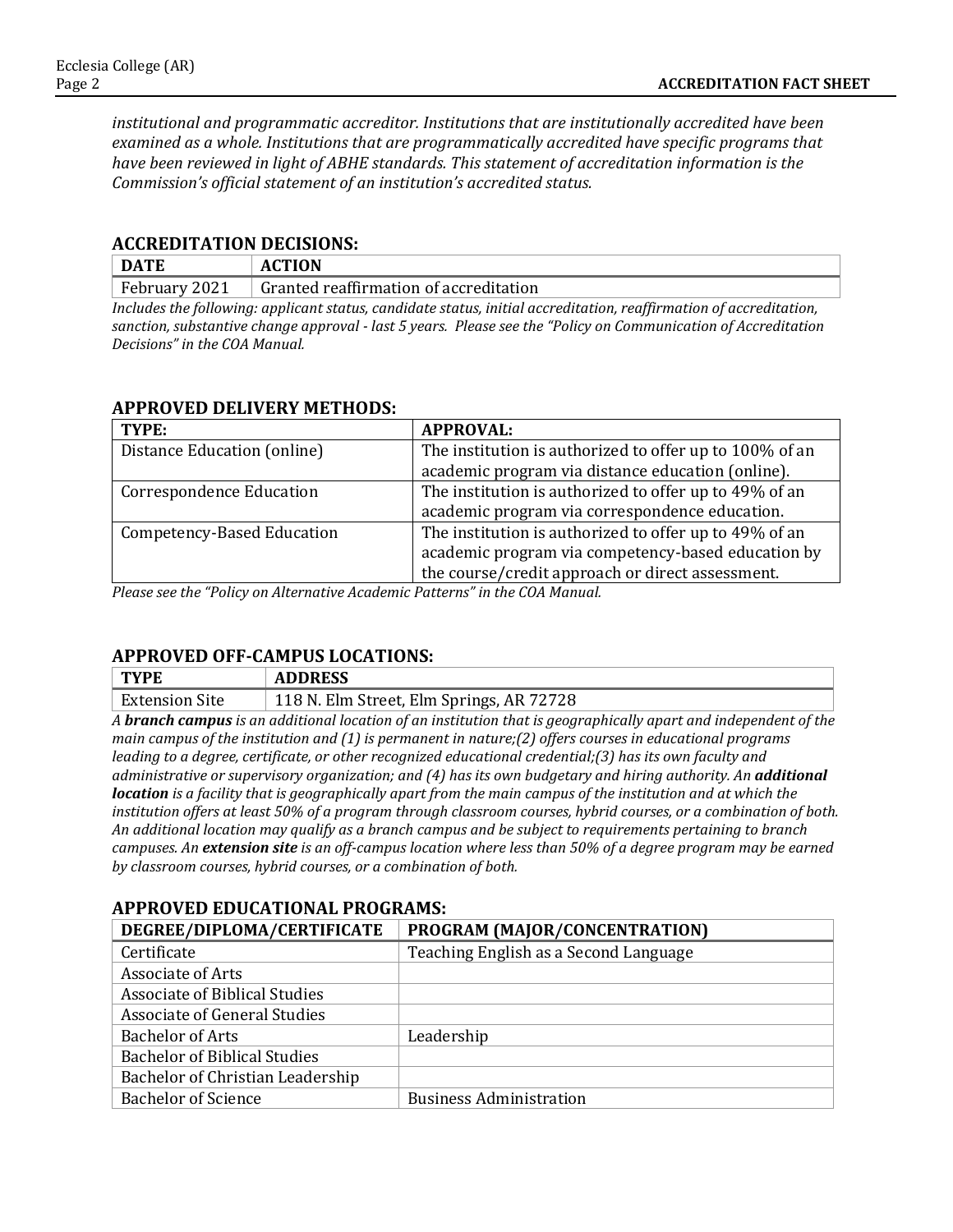*institutional and programmatic accreditor. Institutions that are institutionally accredited have been examined as a whole. Institutions that are programmatically accredited have specific programs that have been reviewed in light of ABHE standards. This statement of accreditation information is the Commission's official statement of an institution's accredited status.*

## ACCREDITATION DECISIONS:

| DATE | ACTION |
|---|---|
| February 2021 | Granted reaffirmation of accreditation |

*Includes the following: applicant status, candidate status, initial accreditation, reaffirmation of accreditation, sanction, substantive change approval - last 5 years. Please see the "Policy on Communication of Accreditation Decisions" in the COA Manual.*

## APPROVED DELIVERY METHODS:

| TYPE: | APPROVAL: |
|---|---|
| Distance Education (online) | The institution is authorized to offer up to 100% of an academic program via distance education (online). |
| Correspondence Education | The institution is authorized to offer up to 49% of an academic program via correspondence education. |
| Competency-Based Education | The institution is authorized to offer up to 49% of an academic program via competency-based education by the course/credit approach or direct assessment. |

*Please see the "Policy on Alternative Academic Patterns" in the COA Manual.*

## APPROVED OFF-CAMPUS LOCATIONS:

| TYPE | ADDRESS |
|---|---|
| Extension Site | 118 N. Elm Street, Elm Springs, AR 72728 |

*A **branch campus** is an additional location of an institution that is geographically apart and independent of the main campus of the institution and (1) is permanent in nature;(2) offers courses in educational programs leading to a degree, certificate, or other recognized educational credential;(3) has its own faculty and administrative or supervisory organization; and (4) has its own budgetary and hiring authority. An **additional location** is a facility that is geographically apart from the main campus of the institution and at which the institution offers at least 50% of a program through classroom courses, hybrid courses, or a combination of both. An additional location may qualify as a branch campus and be subject to requirements pertaining to branch campuses. An **extension site** is an off-campus location where less than 50% of a degree program may be earned by classroom courses, hybrid courses, or a combination of both.*

## APPROVED EDUCATIONAL PROGRAMS:

| DEGREE/DIPLOMA/CERTIFICATE | PROGRAM (MAJOR/CONCENTRATION) |
|---|---|
| Certificate | Teaching English as a Second Language |
| Associate of Arts | |
| Associate of Biblical Studies | |
| Associate of General Studies | |
| Bachelor of Arts | Leadership |
| Bachelor of Biblical Studies | |
| Bachelor of Christian Leadership | |
| Bachelor of Science | Business Administration |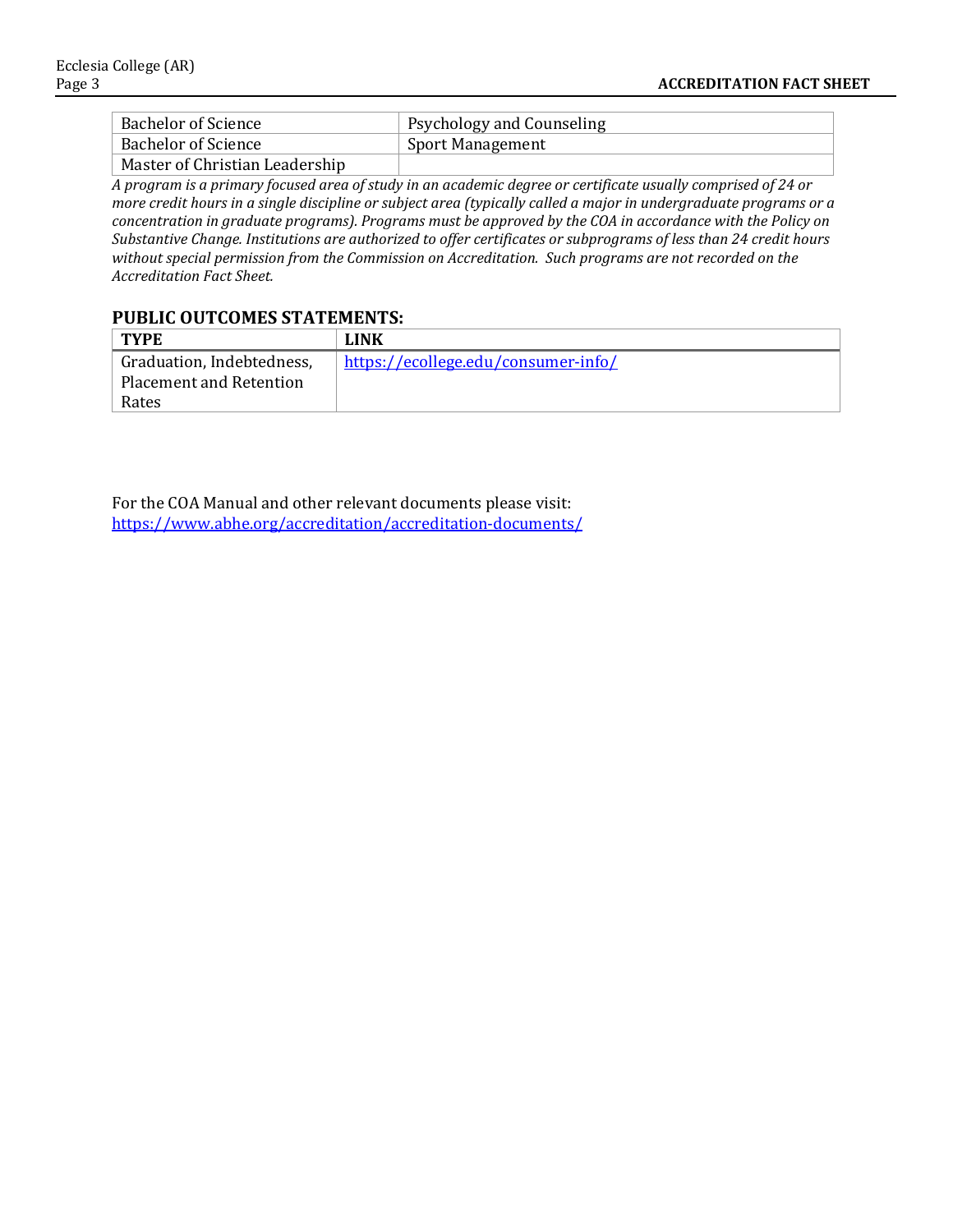| | |
|---|---|
| Bachelor of Science | Psychology and Counseling |
| Bachelor of Science | Sport Management |
| Master of Christian Leadership | |

*A program is a primary focused area of study in an academic degree or certificate usually comprised of 24 or more credit hours in a single discipline or subject area (typically called a major in undergraduate programs or a concentration in graduate programs). Programs must be approved by the COA in accordance with the Policy on Substantive Change. Institutions are authorized to offer certificates or subprograms of less than 24 credit hours without special permission from the Commission on Accreditation. Such programs are not recorded on the Accreditation Fact Sheet.*

## PUBLIC OUTCOMES STATEMENTS:

| TYPE | LINK |
|---|---|
| Graduation, Indebtedness, Placement and Retention Rates | https://ecollege.edu/consumer-info/ |

For the COA Manual and other relevant documents please visit:
https://www.abhe.org/accreditation/accreditation-documents/